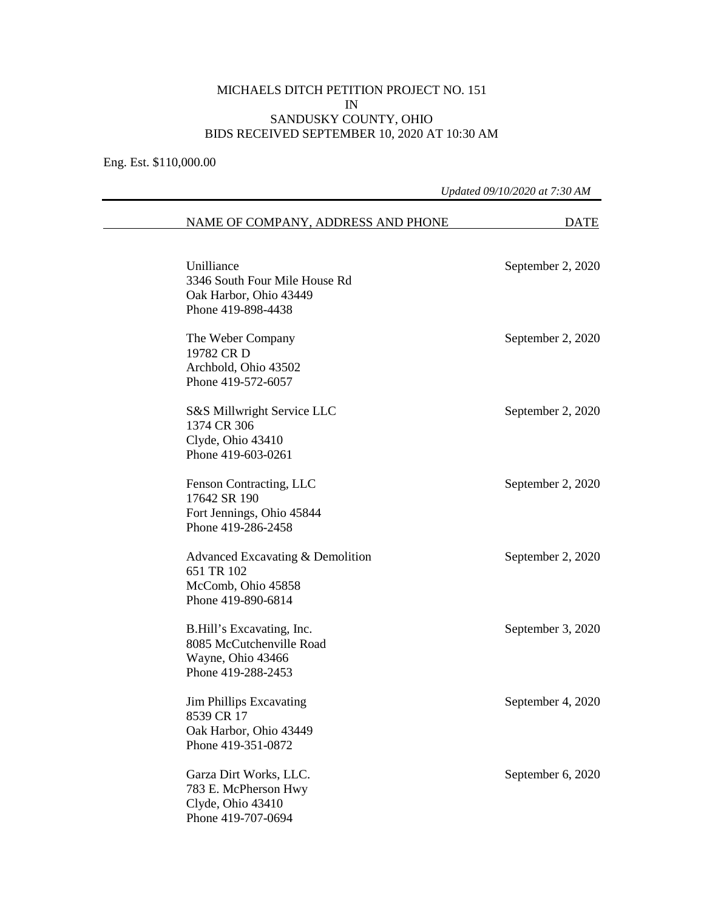MICHAELS DITCH PETITION PROJECT NO. 151
IN
SANDUSKY COUNTY, OHIO
BIDS RECEIVED SEPTEMBER 10, 2020 AT 10:30 AM

Eng. Est. $110,000.00

*Updated 09/10/2020 at 7:30 AM*

| NAME OF COMPANY, ADDRESS AND PHONE | DATE |
|---|---|
| Unilliance<br>3346 South Four Mile House Rd<br>Oak Harbor, Ohio 43449<br>Phone 419-898-4438 | September 2, 2020 |
| The Weber Company<br>19782 CR D<br>Archbold, Ohio 43502<br>Phone 419-572-6057 | September 2, 2020 |
| S&S Millwright Service LLC<br>1374 CR 306<br>Clyde, Ohio 43410<br>Phone 419-603-0261 | September 2, 2020 |
| Fenson Contracting, LLC<br>17642 SR 190<br>Fort Jennings, Ohio 45844<br>Phone 419-286-2458 | September 2, 2020 |
| Advanced Excavating & Demolition<br>651 TR 102<br>McComb, Ohio 45858<br>Phone 419-890-6814 | September 2, 2020 |
| B.Hill's Excavating, Inc.<br>8085 McCutchenville Road<br>Wayne, Ohio 43466<br>Phone 419-288-2453 | September 3, 2020 |
| Jim Phillips Excavating<br>8539 CR 17<br>Oak Harbor, Ohio 43449<br>Phone 419-351-0872 | September 4, 2020 |
| Garza Dirt Works, LLC.<br>783 E. McPherson Hwy<br>Clyde, Ohio 43410<br>Phone 419-707-0694 | September 6, 2020 |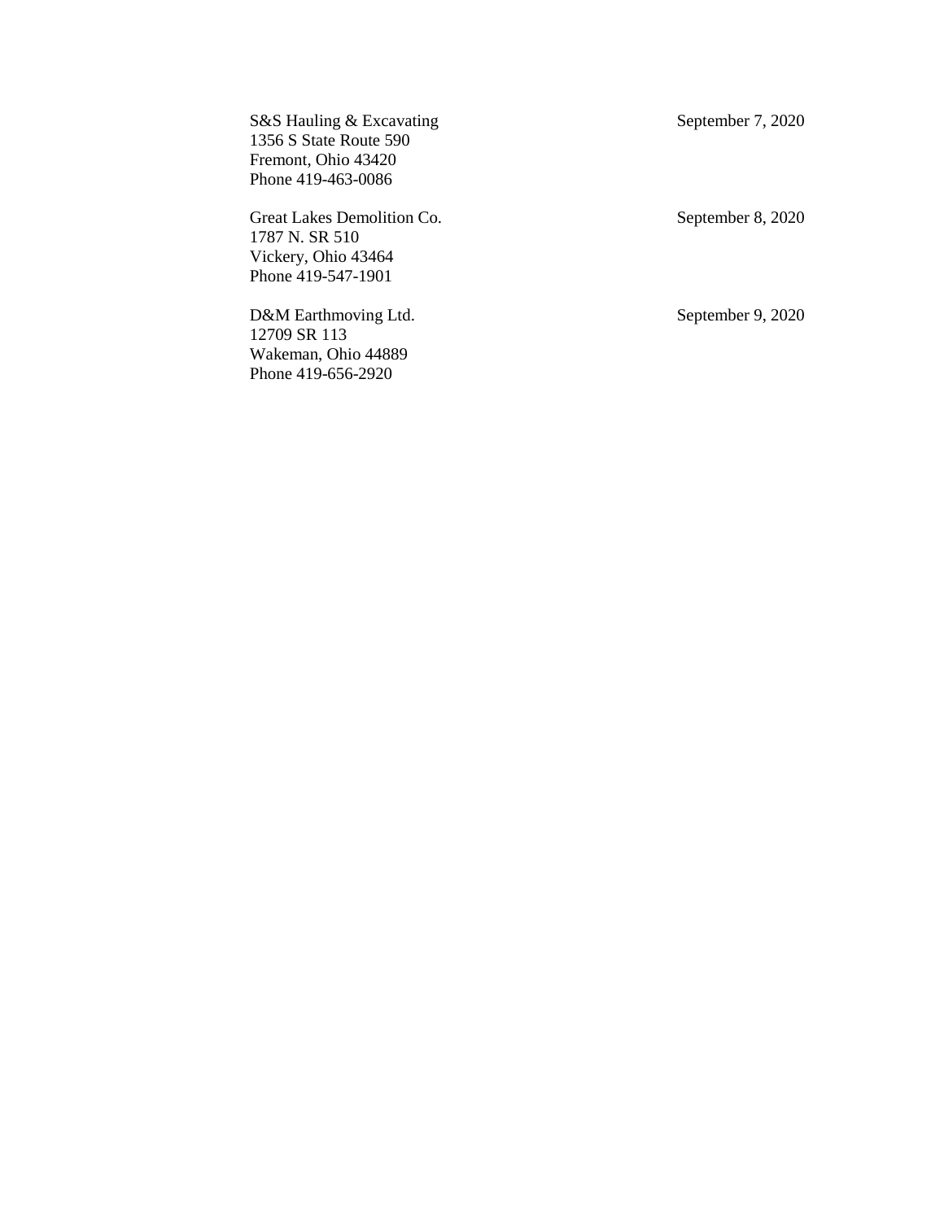S&S Hauling & Excavating
1356 S State Route 590
Fremont, Ohio 43420
Phone 419-463-0086

September 7, 2020

Great Lakes Demolition Co.
1787 N. SR 510
Vickery, Ohio 43464
Phone 419-547-1901

September 8, 2020

D&M Earthmoving Ltd.
12709 SR 113
Wakeman, Ohio 44889
Phone 419-656-2920

September 9, 2020